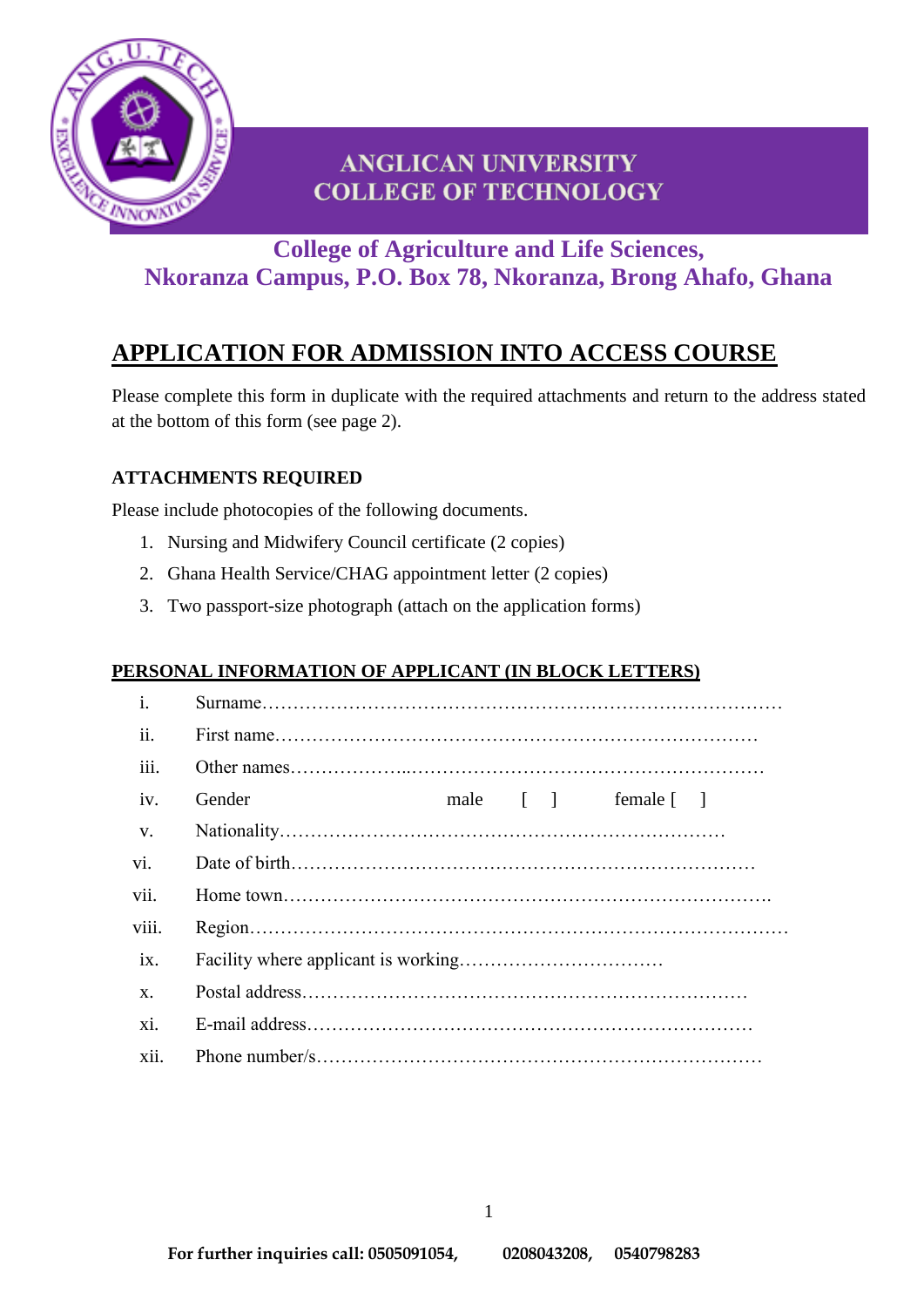# ANGLICAN UNIVERSITY COLLEGE OF TECHNOLOGY

## College of Agriculture and Life Sciences, Nkoranza Campus, P.O. Box 78, Nkoranza, Brong Ahafo, Ghana

## APPLICATION FOR ADMISSION INTO ACCESS COURSE

Please complete this form in duplicate with the required attachments and return to the address stated at the bottom of this form (see page 2).

### ATTACHMENTS REQUIRED

Please include photocopies of the following documents.

1. Nursing and Midwifery Council certificate (2 copies)
2. Ghana Health Service/CHAG appointment letter (2 copies)
3. Two passport-size photograph (attach on the application forms)

### PERSONAL INFORMATION OF APPLICANT (IN BLOCK LETTERS)

i. Surname…………………………………………………………………………

ii. First name……………………………………………………………………

iii. Other names……………….…………………………………………………

iv. Gender male [ ] female [ ]

v. Nationality……………………………………………………………

vi. Date of birth…………………………………………………………………

vii. Home town…………………………………………………………………….

viii. Region…………………………………………………………………………

ix. Facility where applicant is working……………………………

x. Postal address……………………………………………………………

xi. E-mail address…………………………………………………………

xii. Phone number/s………………………………………………………………

**For further inquiries call: 0505091054, 0208043208, 0540798283**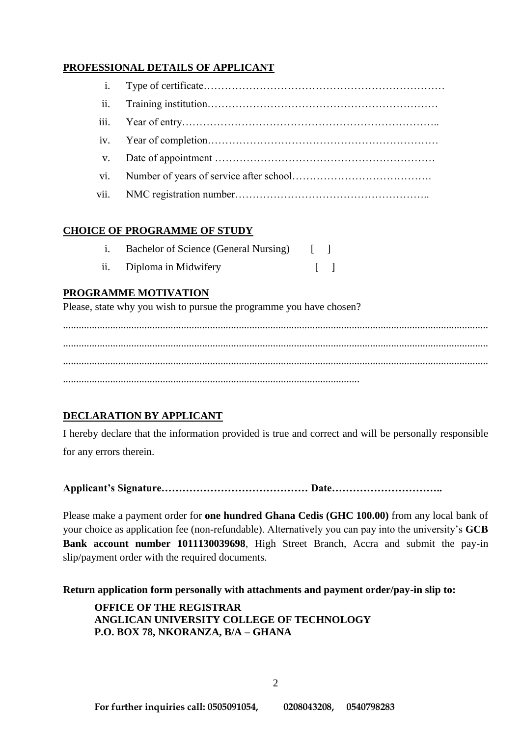**PROFESSIONAL DETAILS OF APPLICANT**

i. Type of certificate……………………………………………………………

ii. Training institution………………………………………………………

iii. Year of entry……………………………………………………………..

iv. Year of completion………………………………………………………

v. Date of appointment ……………………………………………………

vi. Number of years of service after school………………………………….

vii. NMC registration number……………………………………………..

**CHOICE OF PROGRAMME OF STUDY**

i. Bachelor of Science (General Nursing) [ ]

ii. Diploma in Midwifery [ ]

**PROGRAMME MOTIVATION**

Please, state why you wish to pursue the programme you have chosen?

...............................................................................................................................................
...............................................................................................................................................
...............................................................................................................................................
...............................................................................................................

**DECLARATION BY APPLICANT**

I hereby declare that the information provided is true and correct and will be personally responsible for any errors therein.

**Applicant's Signature…………………………………… Date…………………………..**

Please make a payment order for **one hundred Ghana Cedis (GHC 100.00)** from any local bank of your choice as application fee (non-refundable). Alternatively you can pay into the university's **GCB Bank account number 1011130039698**, High Street Branch, Accra and submit the pay-in slip/payment order with the required documents.

**Return application form personally with attachments and payment order/pay-in slip to:**

**OFFICE OF THE REGISTRAR**
**ANGLICAN UNIVERSITY COLLEGE OF TECHNOLOGY**
**P.O. BOX 78, NKORANZA, B/A – GHANA**

**For further inquiries call: 0505091054, 0208043208, 0540798283**